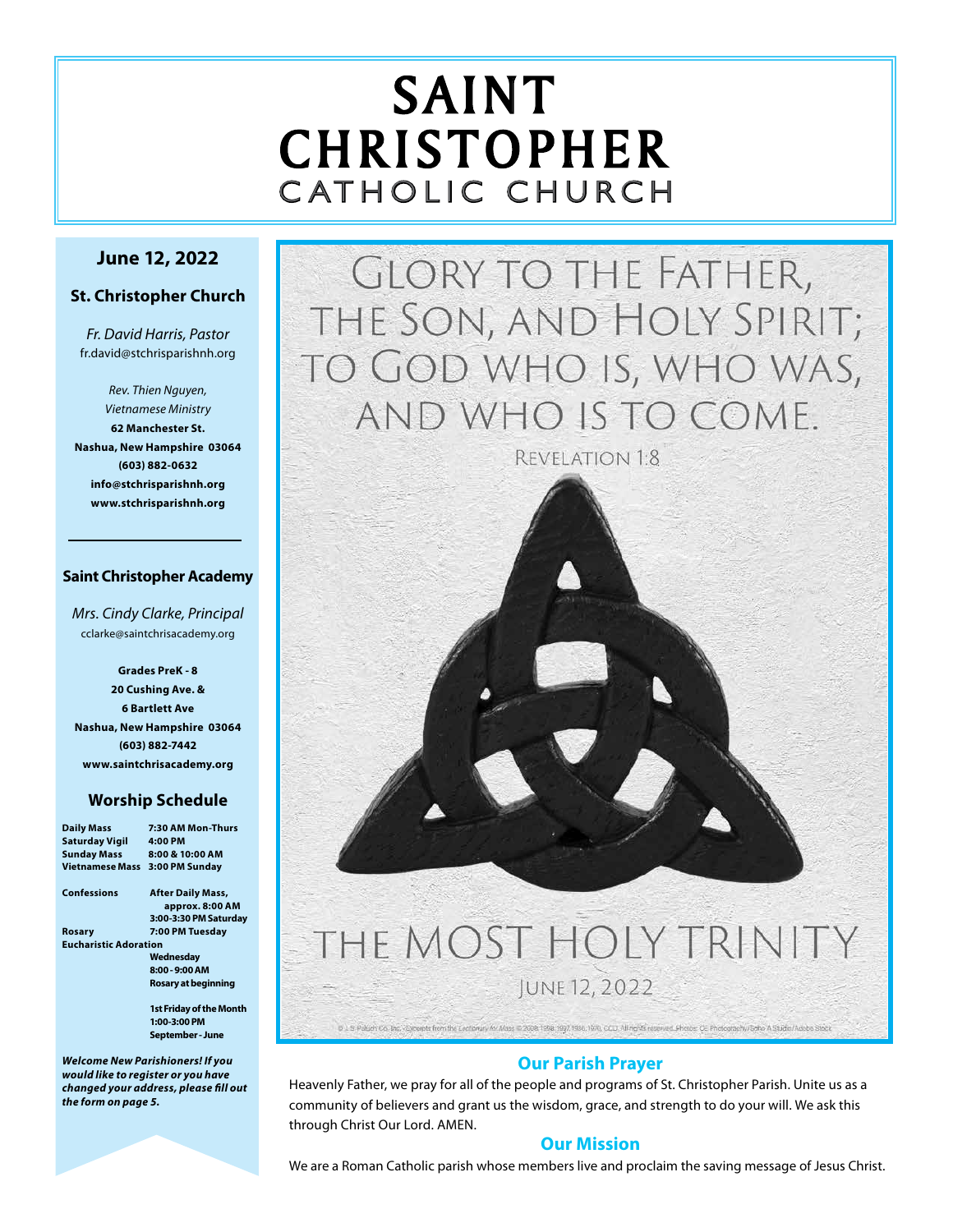# SAINT CHRISTOPHER

## CATHOLIC CHURCH

**June 12, 2022**

**St. Christopher Church**

*Fr. David Harris, Pastor*
fr.david@stchrisparishnh.org

*Rev. Thien Nguyen,*
*Vietnamese Ministry*
**62 Manchester St.**
**Nashua, New Hampshire 03064**
**(603) 882-0632**
**info@stchrisparishnh.org**
**www.stchrisparishnh.org**

---

**Saint Christopher Academy**

*Mrs. Cindy Clarke, Principal*
cclarke@saintchrisacademy.org

**Grades PreK - 8**
**20 Cushing Ave. &**
**6 Bartlett Ave**
**Nashua, New Hampshire 03064**
**(603) 882-7442**
**www.saintchrisacademy.org**

### Worship Schedule

| | |
|---|---|
| **Daily Mass** | **7:30 AM Mon-Thurs** |
| **Saturday Vigil** | **4:00 PM** |
| **Sunday Mass** | **8:00 & 10:00 AM** |
| **Vietnamese Mass** | **3:00 PM Sunday** |
| **Confessions** | **After Daily Mass, approx. 8:00 AM** |
| | **3:00-3:30 PM Saturday** |
| **Rosary** | **7:00 PM Tuesday** |
| **Eucharistic Adoration** | **Wednesday 8:00 - 9:00 AM Rosary at beginning** |
| | **1st Friday of the Month 1:00-3:00 PM September - June** |

***Welcome New Parishioners! If you would like to register or you have changed your address, please fill out the form on page 5.***

GLORY TO THE FATHER, THE SON, AND HOLY SPIRIT; TO GOD WHO IS, WHO WAS, AND WHO IS TO COME.

REVELATION 1:8

THE MOST HOLY TRINITY

JUNE 12, 2022

© J. S. Paluch Co., Inc. Excerpts from the Lectionary for Mass © 2001, 1998, 1997, 1986, 1970, CCD. All rights reserved. Photos: CE Photography/Echo A Studio/Adobe Stock

### Our Parish Prayer

Heavenly Father, we pray for all of the people and programs of St. Christopher Parish. Unite us as a community of believers and grant us the wisdom, grace, and strength to do your will. We ask this through Christ Our Lord. AMEN.

### Our Mission

We are a Roman Catholic parish whose members live and proclaim the saving message of Jesus Christ.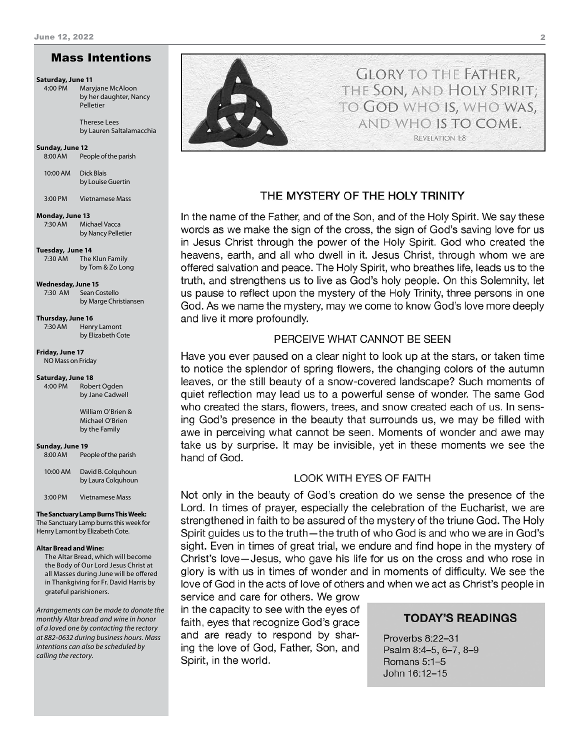## Mass Intentions

**Saturday, June 11**

4:00 PM Maryjane McAloon by her daughter, Nancy Pelletier

Therese Lees by Lauren Saltalamacchia

**Sunday, June 12**

8:00 AM People of the parish

10:00 AM Dick Blais by Louise Guertin

3:00 PM Vietnamese Mass

**Monday, June 13**

7:30 AM Michael Vacca by Nancy Pelletier

**Tuesday, June 14**

7:30 AM The Klun Family by Tom & Zo Long

**Wednesday, June 15**

7:30 AM Sean Costello by Marge Christiansen

**Thursday, June 16**

7:30 AM Henry Lamont by Elizabeth Cote

**Friday, June 17**

NO Mass on Friday

**Saturday, June 18**

4:00 PM Robert Ogden by Jane Cadwell

William O'Brien & Michael O'Brien by the Family

**Sunday, June 19**

8:00 AM People of the parish

10:00 AM David B. Colquhoun by Laura Colquhoun

3:00 PM Vietnamese Mass

**The Sanctuary Lamp Burns This Week:**
The Sanctuary Lamp burns this week for Henry Lamont by Elizabeth Cote.

**Altar Bread and Wine:**
The Altar Bread, which will become the Body of Our Lord Jesus Christ at all Masses during June will be offered in Thankgiving for Fr. David Harris by grateful parishioners.

*Arrangements can be made to donate the monthly Altar bread and wine in honor of a loved one by contacting the rectory at 882-0632 during business hours. Mass intentions can also be scheduled by calling the rectory.*

GLORY TO THE FATHER, THE SON, AND HOLY SPIRIT; TO GOD WHO IS, WHO WAS, AND WHO IS TO COME.

REVELATION 1:8

## THE MYSTERY OF THE HOLY TRINITY

In the name of the Father, and of the Son, and of the Holy Spirit. We say these words as we make the sign of the cross, the sign of God's saving love for us in Jesus Christ through the power of the Holy Spirit. God who created the heavens, earth, and all who dwell in it. Jesus Christ, through whom we are offered salvation and peace. The Holy Spirit, who breathes life, leads us to the truth, and strengthens us to live as God's holy people. On this Solemnity, let us pause to reflect upon the mystery of the Holy Trinity, three persons in one God. As we name the mystery, may we come to know God's love more deeply and live it more profoundly.

### PERCEIVE WHAT CANNOT BE SEEN

Have you ever paused on a clear night to look up at the stars, or taken time to notice the splendor of spring flowers, the changing colors of the autumn leaves, or the still beauty of a snow-covered landscape? Such moments of quiet reflection may lead us to a powerful sense of wonder. The same God who created the stars, flowers, trees, and snow created each of us. In sensing God's presence in the beauty that surrounds us, we may be filled with awe in perceiving what cannot be seen. Moments of wonder and awe may take us by surprise. It may be invisible, yet in these moments we see the hand of God.

### LOOK WITH EYES OF FAITH

Not only in the beauty of God's creation do we sense the presence of the Lord. In times of prayer, especially the celebration of the Eucharist, we are strengthened in faith to be assured of the mystery of the triune God. The Holy Spirit guides us to the truth—the truth of who God is and who we are in God's sight. Even in times of great trial, we endure and find hope in the mystery of Christ's love—Jesus, who gave his life for us on the cross and who rose in glory is with us in times of wonder and in moments of difficulty. We see the love of God in the acts of love of others and when we act as Christ's people in service and care for others. We grow in the capacity to see with the eyes of faith, eyes that recognize God's grace and are ready to respond by sharing the love of God, Father, Son, and Spirit, in the world.

### TODAY'S READINGS

Proverbs 8:22–31
Psalm 8:4–5, 6–7, 8–9
Romans 5:1–5
John 16:12–15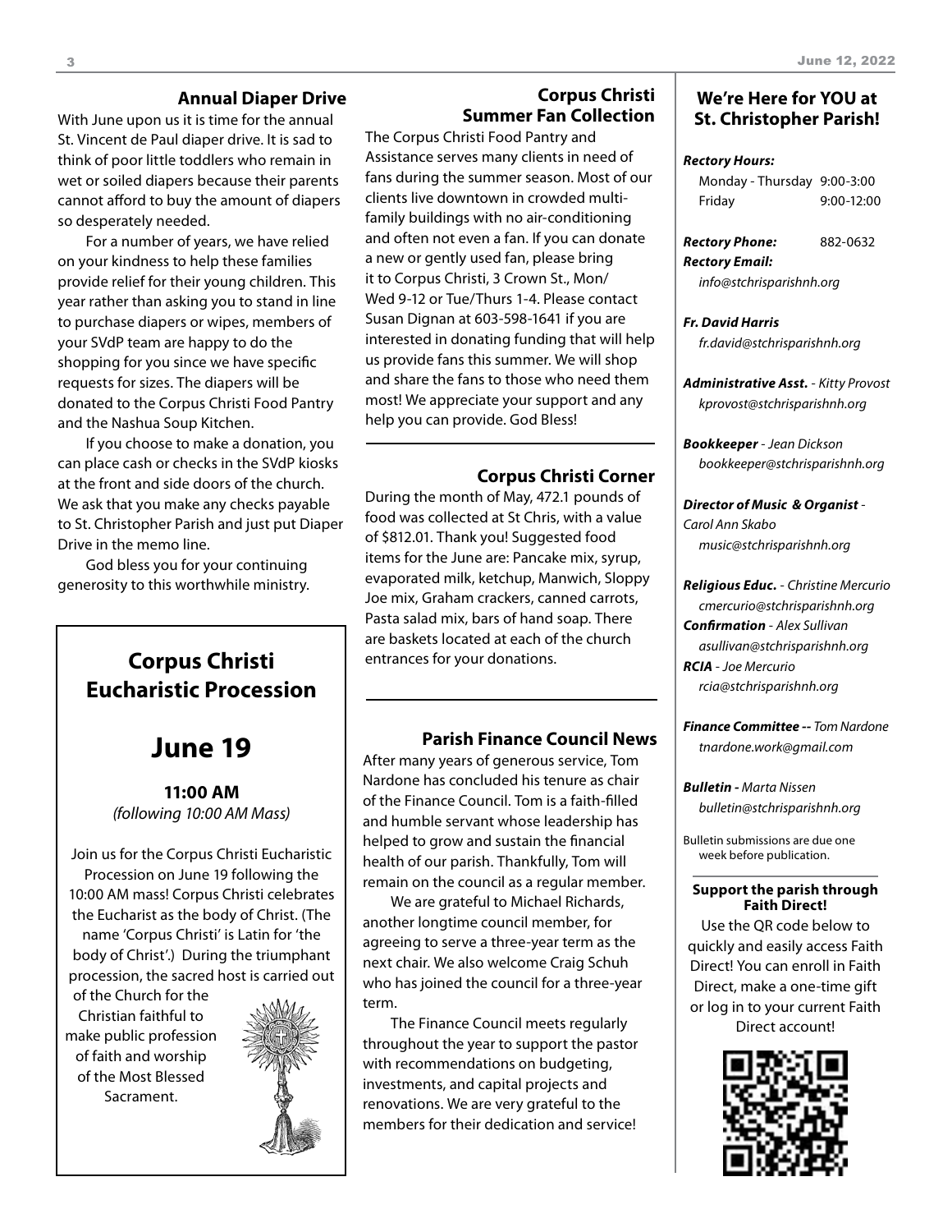## Annual Diaper Drive

With June upon us it is time for the annual St. Vincent de Paul diaper drive. It is sad to think of poor little toddlers who remain in wet or soiled diapers because their parents cannot afford to buy the amount of diapers so desperately needed.

For a number of years, we have relied on your kindness to help these families provide relief for their young children. This year rather than asking you to stand in line to purchase diapers or wipes, members of your SVdP team are happy to do the shopping for you since we have specific requests for sizes. The diapers will be donated to the Corpus Christi Food Pantry and the Nashua Soup Kitchen.

If you choose to make a donation, you can place cash or checks in the SVdP kiosks at the front and side doors of the church. We ask that you make any checks payable to St. Christopher Parish and just put Diaper Drive in the memo line.

God bless you for your continuing generosity to this worthwhile ministry.

## Corpus Christi Eucharistic Procession

# June 19

**11:00 AM**
*(following 10:00 AM Mass)*

Join us for the Corpus Christi Eucharistic Procession on June 19 following the 10:00 AM mass! Corpus Christi celebrates the Eucharist as the body of Christ. (The name 'Corpus Christi' is Latin for 'the body of Christ'.) During the triumphant procession, the sacred host is carried out of the Church for the Christian faithful to make public profession of faith and worship of the Most Blessed Sacrament.

## Corpus Christi Summer Fan Collection

The Corpus Christi Food Pantry and Assistance serves many clients in need of fans during the summer season. Most of our clients live downtown in crowded multi-family buildings with no air-conditioning and often not even a fan. If you can donate a new or gently used fan, please bring it to Corpus Christi, 3 Crown St., Mon/Wed 9-12 or Tue/Thurs 1-4. Please contact Susan Dignan at 603-598-1641 if you are interested in donating funding that will help us provide fans this summer. We will shop and share the fans to those who need them most! We appreciate your support and any help you can provide. God Bless!

## Corpus Christi Corner

During the month of May, 472.1 pounds of food was collected at St Chris, with a value of $812.01. Thank you! Suggested food items for the June are: Pancake mix, syrup, evaporated milk, ketchup, Manwich, Sloppy Joe mix, Graham crackers, canned carrots, Pasta salad mix, bars of hand soap. There are baskets located at each of the church entrances for your donations.

## Parish Finance Council News

After many years of generous service, Tom Nardone has concluded his tenure as chair of the Finance Council. Tom is a faith-filled and humble servant whose leadership has helped to grow and sustain the financial health of our parish. Thankfully, Tom will remain on the council as a regular member.

We are grateful to Michael Richards, another longtime council member, for agreeing to serve a three-year term as the next chair. We also welcome Craig Schuh who has joined the council for a three-year term.

The Finance Council meets regularly throughout the year to support the pastor with recommendations on budgeting, investments, and capital projects and renovations. We are very grateful to the members for their dedication and service!

## We're Here for YOU at St. Christopher Parish!

***Rectory Hours:***

| | |
|---|---|
| Monday - Thursday | 9:00-3:00 |
| Friday | 9:00-12:00 |

***Rectory Phone:*** 882-0632
***Rectory Email:***
*info@stchrisparishnh.org*

***Fr. David Harris***
*fr.david@stchrisparishnh.org*

***Administrative Asst.*** *- Kitty Provost*
*kprovost@stchrisparishnh.org*

***Bookkeeper*** *- Jean Dickson*
*bookkeeper@stchrisparishnh.org*

***Director of Music & Organist*** *- Carol Ann Skabo*
*music@stchrisparishnh.org*

***Religious Educ.*** *- Christine Mercurio*
*cmercurio@stchrisparishnh.org*
***Confirmation*** *- Alex Sullivan*
*asullivan@stchrisparishnh.org*
***RCIA*** *- Joe Mercurio*
*rcia@stchrisparishnh.org*

***Finance Committee --*** *Tom Nardone*
*tnardone.work@gmail.com*

***Bulletin -*** *Marta Nissen*
*bulletin@stchrisparishnh.org*

Bulletin submissions are due one week before publication.

**Support the parish through Faith Direct!**

Use the QR code below to quickly and easily access Faith Direct! You can enroll in Faith Direct, make a one-time gift or log in to your current Faith Direct account!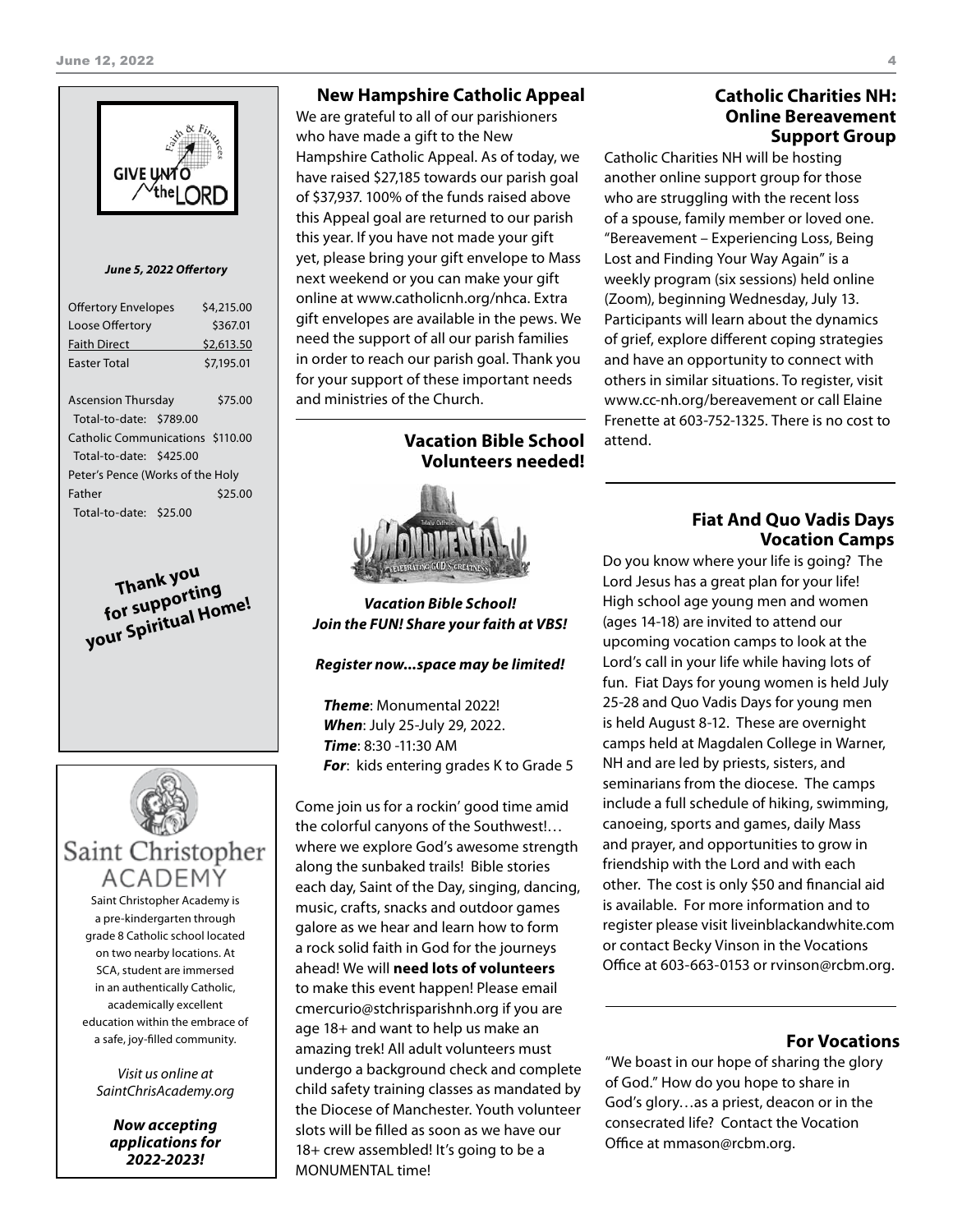GIVE UNTO the LORD

Faith & Finances

***June 5, 2022 Offertory***

| | |
|---|---|
| Offertory Envelopes | $4,215.00 |
| Loose Offertory | $367.01 |
| Faith Direct | $2,613.50 |
| Easter Total | $7,195.01 |

| | |
|---|---|
| Ascension Thursday | $75.00 |
| Total-to-date: $789.00 | |
| Catholic Communications | $110.00 |
| Total-to-date: $425.00 | |
| Peter's Pence (Works of the Holy Father | $25.00 |
| Total-to-date: $25.00 | |

**Thank you for supporting your Spiritual Home!**

Saint Christopher ACADEMY

Saint Christopher Academy is a pre-kindergarten through grade 8 Catholic school located on two nearby locations. At SCA, student are immersed in an authentically Catholic, academically excellent education within the embrace of a safe, joy-filled community.

*Visit us online at SaintChrisAcademy.org*

***Now accepting applications for 2022-2023!***

## New Hampshire Catholic Appeal

We are grateful to all of our parishioners who have made a gift to the New Hampshire Catholic Appeal. As of today, we have raised $27,185 towards our parish goal of $37,937. 100% of the funds raised above this Appeal goal are returned to our parish this year. If you have not made your gift yet, please bring your gift envelope to Mass next weekend or you can make your gift online at www.catholicnh.org/nhca. Extra gift envelopes are available in the pews. We need the support of all our parish families in order to reach our parish goal. Thank you for your support of these important needs and ministries of the Church.

## Vacation Bible School Volunteers needed!

Totally Catholic! MONUMENTAL — CELEBRATING GOD'S GREATNESS

***Vacation Bible School! Join the FUN! Share your faith at VBS!***

***Register now...space may be limited!***

***Theme***: Monumental 2022!
***When***: July 25-July 29, 2022.
***Time***: 8:30 -11:30 AM
***For***: kids entering grades K to Grade 5

Come join us for a rockin' good time amid the colorful canyons of the Southwest!… where we explore God's awesome strength along the sunbaked trails! Bible stories each day, Saint of the Day, singing, dancing, music, crafts, snacks and outdoor games galore as we hear and learn how to form a rock solid faith in God for the journeys ahead! We will **need lots of volunteers** to make this event happen! Please email cmercurio@stchrisparishnh.org if you are age 18+ and want to help us make an amazing trek! All adult volunteers must undergo a background check and complete child safety training classes as mandated by the Diocese of Manchester. Youth volunteer slots will be filled as soon as we have our 18+ crew assembled! It's going to be a MONUMENTAL time!

## Catholic Charities NH: Online Bereavement Support Group

Catholic Charities NH will be hosting another online support group for those who are struggling with the recent loss of a spouse, family member or loved one. "Bereavement – Experiencing Loss, Being Lost and Finding Your Way Again" is a weekly program (six sessions) held online (Zoom), beginning Wednesday, July 13. Participants will learn about the dynamics of grief, explore different coping strategies and have an opportunity to connect with others in similar situations. To register, visit www.cc-nh.org/bereavement or call Elaine Frenette at 603-752-1325. There is no cost to attend.

## Fiat And Quo Vadis Days Vocation Camps

Do you know where your life is going? The Lord Jesus has a great plan for your life! High school age young men and women (ages 14-18) are invited to attend our upcoming vocation camps to look at the Lord's call in your life while having lots of fun. Fiat Days for young women is held July 25-28 and Quo Vadis Days for young men is held August 8-12. These are overnight camps held at Magdalen College in Warner, NH and are led by priests, sisters, and seminarians from the diocese. The camps include a full schedule of hiking, swimming, canoeing, sports and games, daily Mass and prayer, and opportunities to grow in friendship with the Lord and with each other. The cost is only $50 and financial aid is available. For more information and to register please visit liveinblackandwhite.com or contact Becky Vinson in the Vocations Office at 603-663-0153 or rvinson@rcbm.org.

## For Vocations

"We boast in our hope of sharing the glory of God." How do you hope to share in God's glory…as a priest, deacon or in the consecrated life? Contact the Vocation Office at mmason@rcbm.org.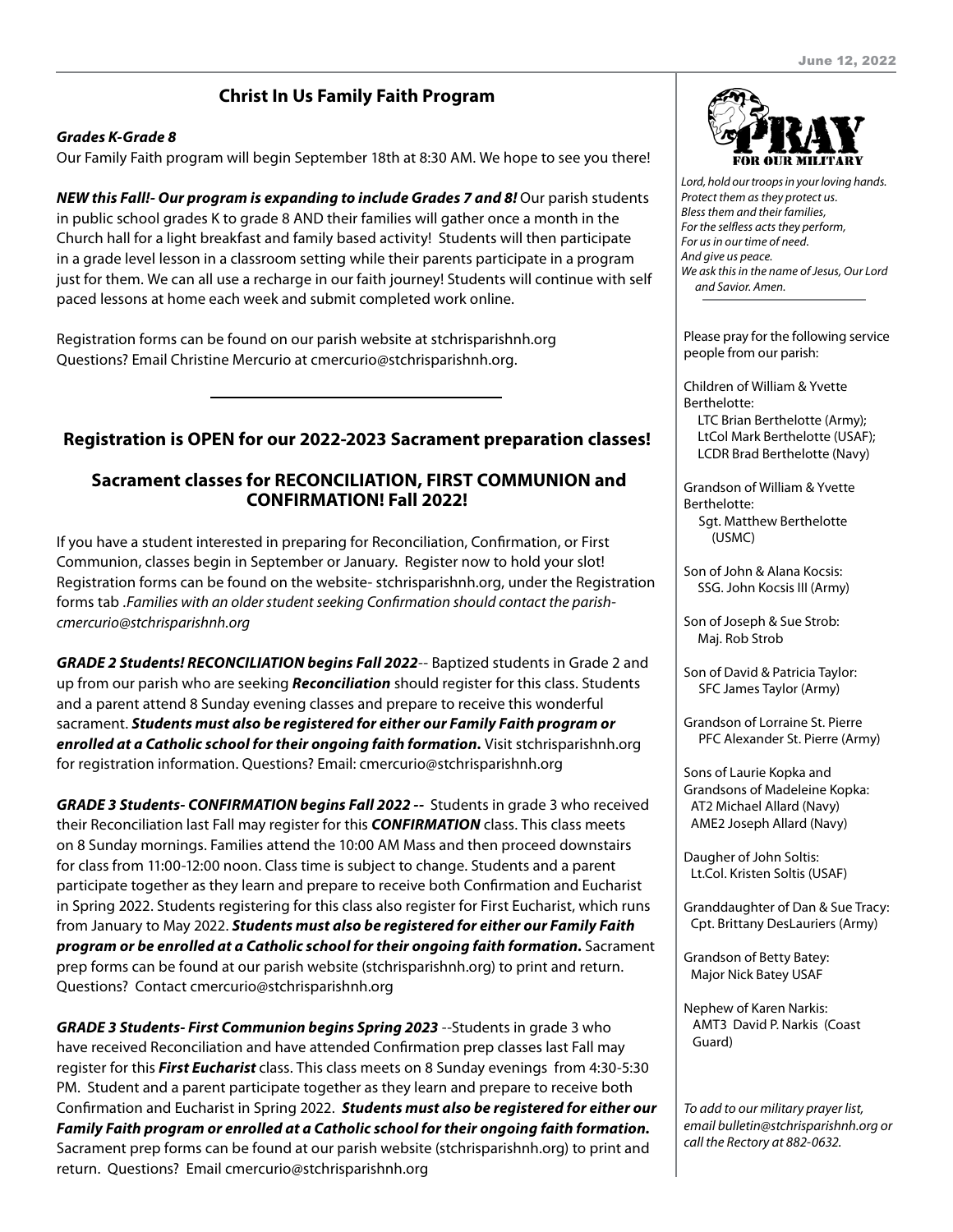## Christ In Us Family Faith Program

***Grades K-Grade 8***

Our Family Faith program will begin September 18th at 8:30 AM. We hope to see you there!

***NEW this Fall!- Our program is expanding to include Grades 7 and 8!*** Our parish students in public school grades K to grade 8 AND their families will gather once a month in the Church hall for a light breakfast and family based activity! Students will then participate in a grade level lesson in a classroom setting while their parents participate in a program just for them. We can all use a recharge in our faith journey! Students will continue with self paced lessons at home each week and submit completed work online.

Registration forms can be found on our parish website at stchrisparishnh.org
Questions? Email Christine Mercurio at cmercurio@stchrisparishnh.org.

---

## Registration is OPEN for our 2022-2023 Sacrament preparation classes!

### Sacrament classes for RECONCILIATION, FIRST COMMUNION and CONFIRMATION! Fall 2022!

If you have a student interested in preparing for Reconciliation, Confirmation, or First Communion, classes begin in September or January. Register now to hold your slot! Registration forms can be found on the website- stchrisparishnh.org, under the Registration forms tab .*Families with an older student seeking Confirmation should contact the parish- cmercurio@stchrisparishnh.org*

***GRADE 2 Students! RECONCILIATION begins Fall 2022***-- Baptized students in Grade 2 and up from our parish who are seeking ***Reconciliation*** should register for this class. Students and a parent attend 8 Sunday evening classes and prepare to receive this wonderful sacrament. ***Students must also be registered for either our Family Faith program or enrolled at a Catholic school for their ongoing faith formation.*** Visit stchrisparishnh.org for registration information. Questions? Email: cmercurio@stchrisparishnh.org

***GRADE 3 Students- CONFIRMATION begins Fall 2022 --*** Students in grade 3 who received their Reconciliation last Fall may register for this ***CONFIRMATION*** class. This class meets on 8 Sunday mornings. Families attend the 10:00 AM Mass and then proceed downstairs for class from 11:00-12:00 noon. Class time is subject to change. Students and a parent participate together as they learn and prepare to receive both Confirmation and Eucharist in Spring 2022. Students registering for this class also register for First Eucharist, which runs from January to May 2022. ***Students must also be registered for either our Family Faith program or be enrolled at a Catholic school for their ongoing faith formation.*** Sacrament prep forms can be found at our parish website (stchrisparishnh.org) to print and return. Questions? Contact cmercurio@stchrisparishnh.org

***GRADE 3 Students- First Communion begins Spring 2023*** --Students in grade 3 who have received Reconciliation and have attended Confirmation prep classes last Fall may register for this ***First Eucharist*** class. This class meets on 8 Sunday evenings from 4:30-5:30 PM. Student and a parent participate together as they learn and prepare to receive both Confirmation and Eucharist in Spring 2022. ***Students must also be registered for either our Family Faith program or enrolled at a Catholic school for their ongoing faith formation.*** Sacrament prep forms can be found at our parish website (stchrisparishnh.org) to print and return. Questions? Email cmercurio@stchrisparishnh.org

---

## PRAY FOR OUR MILITARY

*Lord, hold our troops in your loving hands.*
*Protect them as they protect us.*
*Bless them and their families,*
*For the selfless acts they perform,*
*For us in our time of need.*
*And give us peace.*
*We ask this in the name of Jesus, Our Lord and Savior. Amen.*

Please pray for the following service people from our parish:

Children of William & Yvette Berthelotte:
LTC Brian Berthelotte (Army);
LtCol Mark Berthelotte (USAF);
LCDR Brad Berthelotte (Navy)

Grandson of William & Yvette Berthelotte:
Sgt. Matthew Berthelotte (USMC)

Son of John & Alana Kocsis:
SSG. John Kocsis III (Army)

Son of Joseph & Sue Strob:
Maj. Rob Strob

Son of David & Patricia Taylor:
SFC James Taylor (Army)

Grandson of Lorraine St. Pierre
PFC Alexander St. Pierre (Army)

Sons of Laurie Kopka and Grandsons of Madeleine Kopka:
AT2 Michael Allard (Navy)
AME2 Joseph Allard (Navy)

Daugher of John Soltis:
Lt.Col. Kristen Soltis (USAF)

Granddaughter of Dan & Sue Tracy:
Cpt. Brittany DesLauriers (Army)

Grandson of Betty Batey:
Major Nick Batey USAF

Nephew of Karen Narkis:
AMT3 David P. Narkis (Coast Guard)

*To add to our military prayer list, email bulletin@stchrisparishnh.org or call the Rectory at 882-0632.*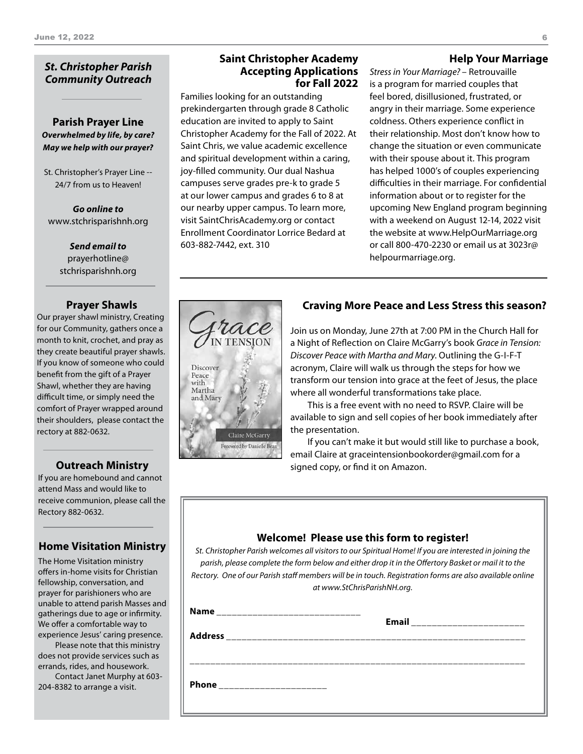## *St. Christopher Parish Community Outreach*

### Parish Prayer Line

***Overwhelmed by life, by care? May we help with our prayer?***

St. Christopher's Prayer Line -- 24/7 from us to Heaven!

***Go online to***
www.stchrisparishnh.org

***Send email to***
prayerhotline@stchrisparishnh.org

### Prayer Shawls

Our prayer shawl ministry, Creating for our Community, gathers once a month to knit, crochet, and pray as they create beautiful prayer shawls. If you know of someone who could benefit from the gift of a Prayer Shawl, whether they are having difficult time, or simply need the comfort of Prayer wrapped around their shoulders, please contact the rectory at 882-0632.

### Outreach Ministry

If you are homebound and cannot attend Mass and would like to receive communion, please call the Rectory 882-0632.

### Home Visitation Ministry

The Home Visitation ministry offers in-home visits for Christian fellowship, conversation, and prayer for parishioners who are unable to attend parish Masses and gatherings due to age or infirmity. We offer a comfortable way to experience Jesus' caring presence.

Please note that this ministry does not provide services such as errands, rides, and housework.

Contact Janet Murphy at 603-204-8382 to arrange a visit.

### Saint Christopher Academy Accepting Applications for Fall 2022

Families looking for an outstanding prekindergarten through grade 8 Catholic education are invited to apply to Saint Christopher Academy for the Fall of 2022. At Saint Chris, we value academic excellence and spiritual development within a caring, joy-filled community. Our dual Nashua campuses serve grades pre-k to grade 5 at our lower campus and grades 6 to 8 at our nearby upper campus. To learn more, visit SaintChrisAcademy.org or contact Enrollment Coordinator Lorrice Bedard at 603-882-7442, ext. 310

### Help Your Marriage

*Stress in Your Marriage?* – Retrouvaille is a program for married couples that feel bored, disillusioned, frustrated, or angry in their marriage. Some experience coldness. Others experience conflict in their relationship. Most don't know how to change the situation or even communicate with their spouse about it. This program has helped 1000's of couples experiencing difficulties in their marriage. For confidential information about or to register for the upcoming New England program beginning with a weekend on August 12-14, 2022 visit the website at www.HelpOurMarriage.org or call 800-470-2230 or email us at 3023r@helpourmarriage.org.

### Craving More Peace and Less Stress this season?

Join us on Monday, June 27th at 7:00 PM in the Church Hall for a Night of Reflection on Claire McGarry's book *Grace in Tension: Discover Peace with Martha and Mary*. Outlining the G-I-F-T acronym, Claire will walk us through the steps for how we transform our tension into grace at the feet of Jesus, the place where all wonderful transformations take place.

This is a free event with no need to RSVP. Claire will be available to sign and sell copies of her book immediately after the presentation.

If you can't make it but would still like to purchase a book, email Claire at graceintensionbookorder@gmail.com for a signed copy, or find it on Amazon.

### Welcome! Please use this form to register!

*St. Christopher Parish welcomes all visitors to our Spiritual Home! If you are interested in joining the parish, please complete the form below and either drop it in the Offertory Basket or mail it to the Rectory. One of our Parish staff members will be in touch. Registration forms are also available online at www.StChrisParishNH.org.*

**Name** ______________________________ **Email** ________________________

**Address** ______________________________________________________________

_____________________________________________________________________

**Phone** ______________________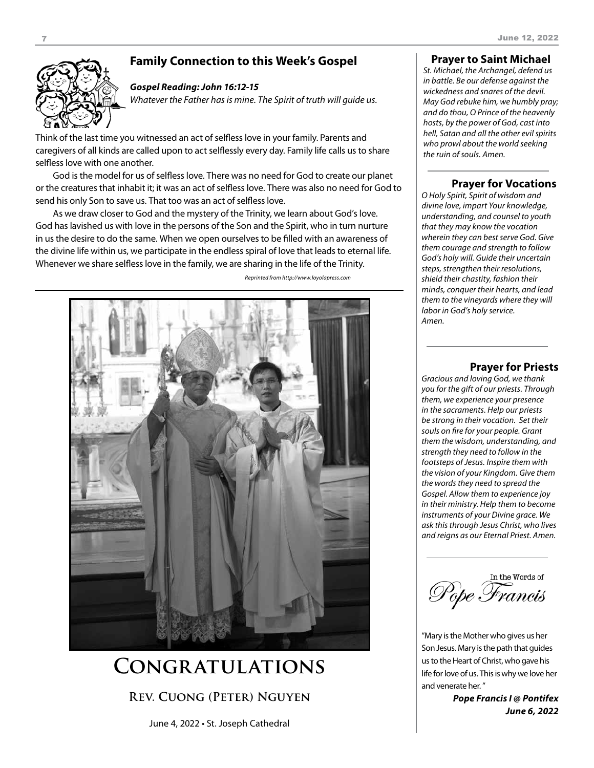## Family Connection to this Week's Gospel

***Gospel Reading: John 16:12-15***

*Whatever the Father has is mine. The Spirit of truth will guide us.*

Think of the last time you witnessed an act of selfless love in your family. Parents and caregivers of all kinds are called upon to act selflessly every day. Family life calls us to share selfless love with one another.

God is the model for us of selfless love. There was no need for God to create our planet or the creatures that inhabit it; it was an act of selfless love. There was also no need for God to send his only Son to save us. That too was an act of selfless love.

As we draw closer to God and the mystery of the Trinity, we learn about God's love. God has lavished us with love in the persons of the Son and the Spirit, who in turn nurture in us the desire to do the same. When we open ourselves to be filled with an awareness of the divine life within us, we participate in the endless spiral of love that leads to eternal life. Whenever we share selfless love in the family, we are sharing in the life of the Trinity.

*Reprinted from http://www.loyolapress.com*

# Congratulations

### Rev. Cuong (Peter) Nguyen

June 4, 2022 • St. Joseph Cathedral

## Prayer to Saint Michael

*St. Michael, the Archangel, defend us in battle. Be our defense against the wickedness and snares of the devil. May God rebuke him, we humbly pray; and do thou, O Prince of the heavenly hosts, by the power of God, cast into hell, Satan and all the other evil spirits who prowl about the world seeking the ruin of souls. Amen.*

## Prayer for Vocations

*O Holy Spirit, Spirit of wisdom and divine love, impart Your knowledge, understanding, and counsel to youth that they may know the vocation wherein they can best serve God. Give them courage and strength to follow God's holy will. Guide their uncertain steps, strengthen their resolutions, shield their chastity, fashion their minds, conquer their hearts, and lead them to the vineyards where they will labor in God's holy service. Amen.*

## Prayer for Priests

*Gracious and loving God, we thank you for the gift of our priests. Through them, we experience your presence in the sacraments. Help our priests be strong in their vocation. Set their souls on fire for your people. Grant them the wisdom, understanding, and strength they need to follow in the footsteps of Jesus. Inspire them with the vision of your Kingdom. Give them the words they need to spread the Gospel. Allow them to experience joy in their ministry. Help them to become instruments of your Divine grace. We ask this through Jesus Christ, who lives and reigns as our Eternal Priest. Amen.*

## In the Words of *Pope Francis*

"Mary is the Mother who gives us her Son Jesus. Mary is the path that guides us to the Heart of Christ, who gave his life for love of us. This is why we love her and venerate her."

***Pope Francis I @ Pontifex***
***June 6, 2022***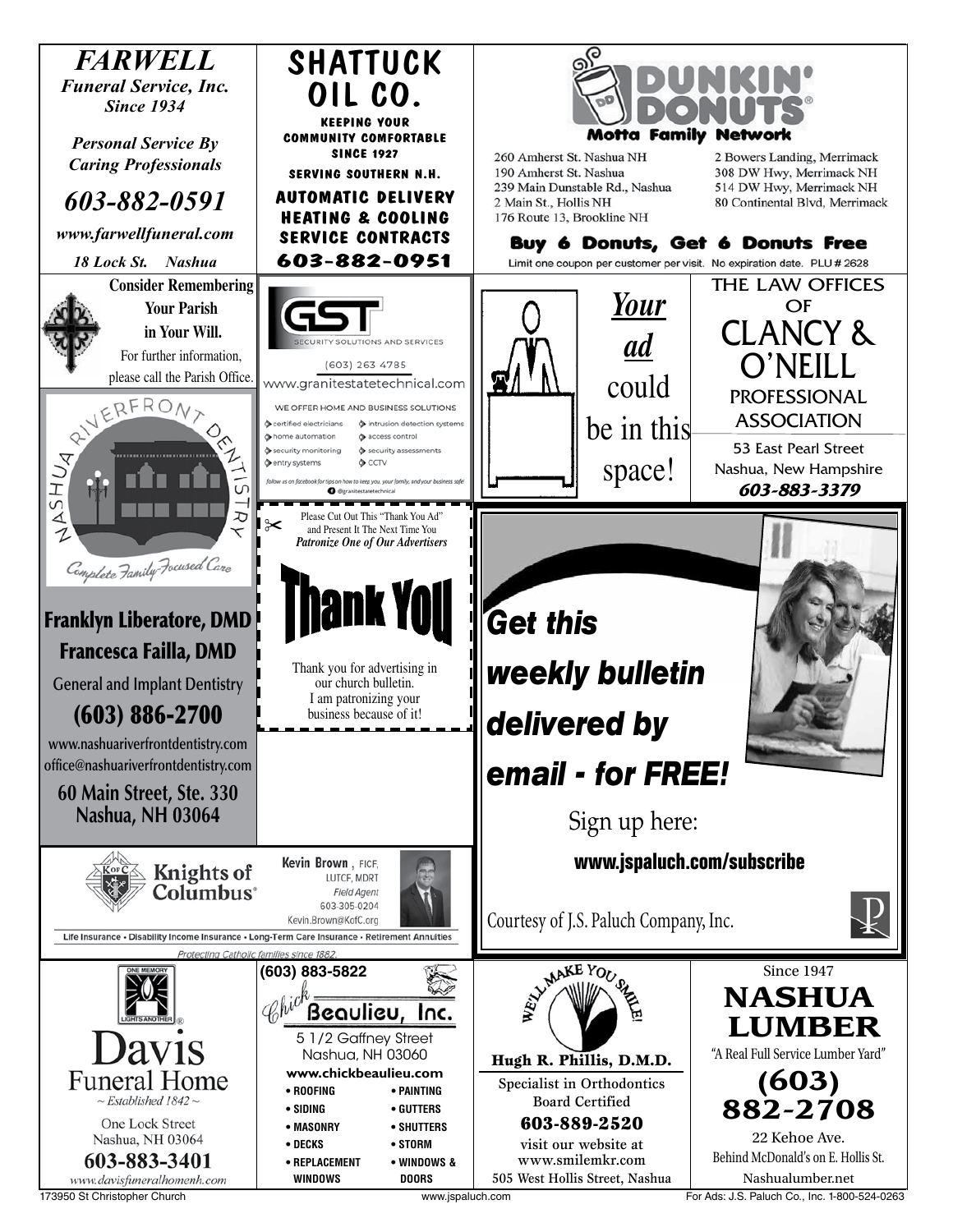## FARWELL

***Funeral Service, Inc.***
***Since 1934***

***Personal Service By Caring Professionals***

***603-882-0591***

***www.farwellfuneral.com***

***18 Lock St. Nashua***

## SHATTUCK OIL CO.

**KEEPING YOUR COMMUNITY COMFORTABLE SINCE 1927**

**SERVING SOUTHERN N.H.**

**AUTOMATIC DELIVERY**
**HEATING & COOLING**
**SERVICE CONTRACTS**

**603-882-0951**

## DUNKIN' DONUTS

**Motta Family Network**

260 Amherst St. Nashua NH
190 Amherst St. Nashua
239 Main Dunstable Rd., Nashua
2 Main St., Hollis NH
176 Route 13, Brookline NH

2 Bowers Landing, Merrimack
308 DW Hwy, Merrimack NH
514 DW Hwy, Merrimack NH
80 Continental Blvd, Merrimack

**Buy 6 Donuts, Get 6 Donuts Free**

Limit one coupon per customer per visit. No expiration date. PLU # 2628

**Consider Remembering Your Parish in Your Will.**

For further information, please call the Parish Office.

## GST

SECURITY SOLUTIONS AND SERVICES

(603) 263 4785

www.granitestatetechnical.com

WE OFFER HOME AND BUSINESS SOLUTIONS

- certified electricians
- intrusion detection systems
- home automation
- access control
- security monitoring
- security assessments
- entry systems
- CCTV

*follow us on facebook for tips on how to keep you, your family, and your business safe!* @granitestatetechnical

***Your ad*** could be in this space!

THE LAW OFFICES OF

## CLANCY & O'NEILL

PROFESSIONAL ASSOCIATION

53 East Pearl Street
Nashua, New Hampshire
***603-883-3379***

## NASHUA RIVERFRONT DENTISTRY

*Complete Family-Focused Care*

**Franklyn Liberatore, DMD**
**Francesca Failla, DMD**

General and Implant Dentistry

**(603) 886-2700**

www.nashuariverfrontdentistry.com
office@nashuariverfrontdentistry.com

**60 Main Street, Ste. 330**
**Nashua, NH 03064**

Please Cut Out This "Thank You Ad" and Present It The Next Time You ***Patronize One of Our Advertisers***

# Thank You

Thank you for advertising in our church bulletin. I am patronizing your business because of it!

***Get this weekly bulletin delivered by email - for FREE!***

Sign up here:

**www.jspaluch.com/subscribe**

Courtesy of J.S. Paluch Company, Inc.

## Knights of Columbus®

**Kevin Brown**, FICF, LUTCF, MDRT
*Field Agent*
603-305-0204
Kevin.Brown@KofC.org

Life Insurance • Disability Income Insurance • Long-Term Care Insurance • Retirement Annuities

*Protecting Catholic families since 1882.*

## Davis Funeral Home

~ *Established 1842* ~

One Lock Street
Nashua, NH 03064

**603-883-3401**

*www.davisfuneralhomenh.com*

**(603) 883-5822**

## Chick Beaulieu, Inc.

5 1/2 Gaffney Street
Nashua, NH 03060

**www.chickbeaulieu.com**

- **ROOFING**
- **PAINTING**
- **SIDING**
- **GUTTERS**
- **MASONRY**
- **SHUTTERS**
- **DECKS**
- **STORM**
- **REPLACEMENT WINDOWS**
- **WINDOWS & DOORS**

WE'LL MAKE YOU SMILE!

**Hugh R. Phillis, D.M.D.**

Specialist in Orthodontics
Board Certified

**603-889-2520**

visit our website at
www.smilemkr.com

505 West Hollis Street, Nashua

Since 1947

## NASHUA LUMBER

"A Real Full Service Lumber Yard"

**(603) 882-2708**

22 Kehoe Ave.
Behind McDonald's on E. Hollis St.

Nashualumber.net